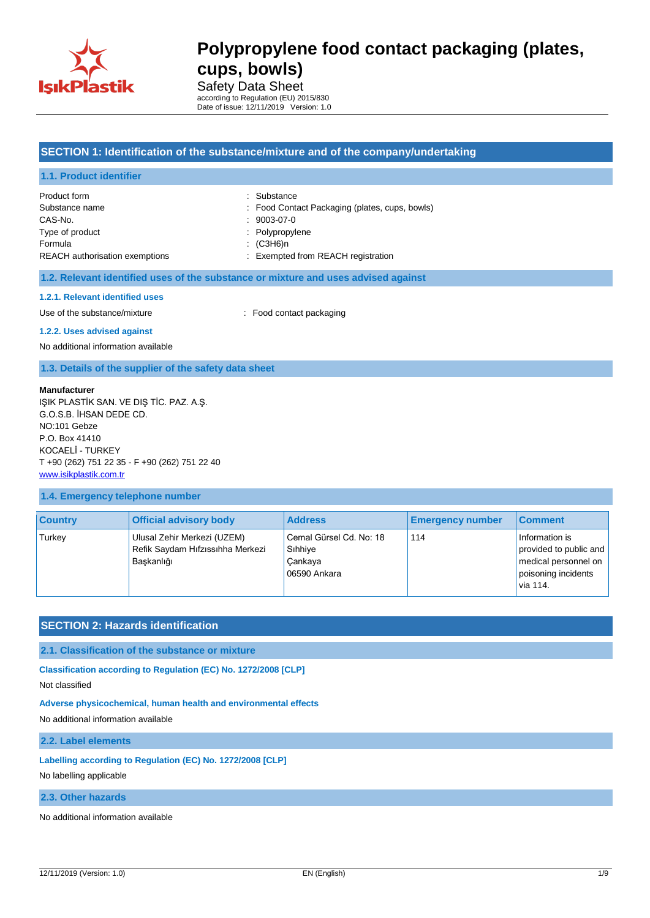# Polypropylene food contact packaging (plates, cups, bowls)

Safety Data Sheet

according to Regulation (EU) 2015/830

Date of issue: 12/11/2019 Version: 1.0

## SECTION 1: Identification of the substance/mixture and of the company/undertaking

### 1.1. Product identifier

| | |
|---|---|
| Product form | : Substance |
| Substance name | : Food Contact Packaging (plates, cups, bowls) |
| CAS-No. | : 9003-07-0 |
| Type of product | : Polypropylene |
| Formula | : $(C3H6)n$ |
| REACH authorisation exemptions | : Exempted from REACH registration |

### 1.2. Relevant identified uses of the substance or mixture and uses advised against

#### 1.2.1. Relevant identified uses

Use of the substance/mixture : Food contact packaging

#### 1.2.2. Uses advised against

No additional information available

### 1.3. Details of the supplier of the safety data sheet

**Manufacturer**

IŞIK PLASTİK SAN. VE DIŞ TİC. PAZ. A.Ş.
G.O.S.B. İHSAN DEDE CD.
NO:101 Gebze
P.O. Box 41410
KOCAELİ - TURKEY
T +90 (262) 751 22 35 - F +90 (262) 751 22 40
www.isikplastik.com.tr

### 1.4. Emergency telephone number

| Country | Official advisory body | Address | Emergency number | Comment |
|---|---|---|---|---|
| Turkey | Ulusal Zehir Merkezi (UZEM) Refik Saydam Hıfzıssıhha Merkezi Başkanlığı | Cemal Gürsel Cd. No: 18 Sıhhiye Çankaya 06590 Ankara | 114 | Information is provided to public and medical personnel on poisoning incidents via 114. |

## SECTION 2: Hazards identification

### 2.1. Classification of the substance or mixture

**Classification according to Regulation (EC) No. 1272/2008 [CLP]**

Not classified

**Adverse physicochemical, human health and environmental effects**

No additional information available

### 2.2. Label elements

**Labelling according to Regulation (EC) No. 1272/2008 [CLP]**

No labelling applicable

### 2.3. Other hazards

No additional information available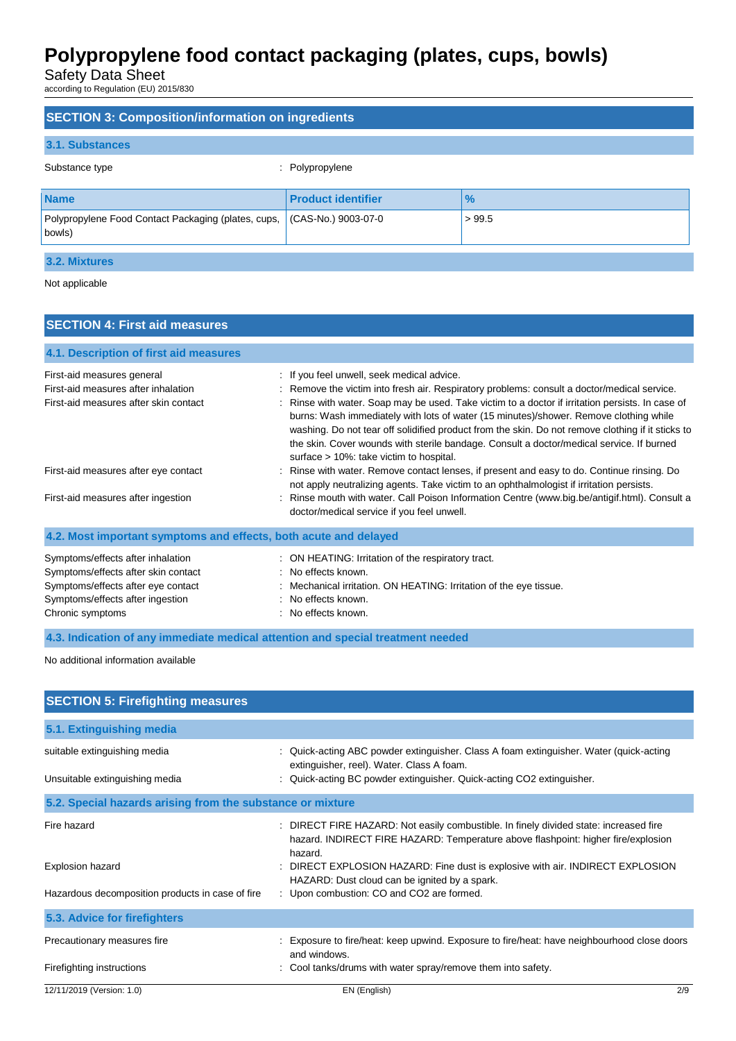## SECTION 3: Composition/information on ingredients

### 3.1. Substances

Substance type : Polypropylene

| Name | Product identifier | % |
|---|---|---|
| Polypropylene Food Contact Packaging (plates, cups, bowls) | (CAS-No.) 9003-07-0 | > 99.5 |

### 3.2. Mixtures

Not applicable

## SECTION 4: First aid measures

### 4.1. Description of first aid measures

First-aid measures general : If you feel unwell, seek medical advice.

First-aid measures after inhalation : Remove the victim into fresh air. Respiratory problems: consult a doctor/medical service.

First-aid measures after skin contact : Rinse with water. Soap may be used. Take victim to a doctor if irritation persists. In case of burns: Wash immediately with lots of water (15 minutes)/shower. Remove clothing while washing. Do not tear off solidified product from the skin. Do not remove clothing if it sticks to the skin. Cover wounds with sterile bandage. Consult a doctor/medical service. If burned surface > 10%: take victim to hospital.

First-aid measures after eye contact : Rinse with water. Remove contact lenses, if present and easy to do. Continue rinsing. Do not apply neutralizing agents. Take victim to an ophthalmologist if irritation persists.

First-aid measures after ingestion : Rinse mouth with water. Call Poison Information Centre (www.big.be/antigif.html). Consult a doctor/medical service if you feel unwell.

### 4.2. Most important symptoms and effects, both acute and delayed

Symptoms/effects after inhalation : ON HEATING: Irritation of the respiratory tract.

Symptoms/effects after skin contact : No effects known.

Symptoms/effects after eye contact : Mechanical irritation. ON HEATING: Irritation of the eye tissue.

Symptoms/effects after ingestion : No effects known.

Chronic symptoms : No effects known.

### 4.3. Indication of any immediate medical attention and special treatment needed

No additional information available

## SECTION 5: Firefighting measures

### 5.1. Extinguishing media

suitable extinguishing media : Quick-acting ABC powder extinguisher. Class A foam extinguisher. Water (quick-acting extinguisher, reel). Water. Class A foam.

Unsuitable extinguishing media : Quick-acting BC powder extinguisher. Quick-acting CO2 extinguisher.

### 5.2. Special hazards arising from the substance or mixture

Fire hazard : DIRECT FIRE HAZARD: Not easily combustible. In finely divided state: increased fire hazard. INDIRECT FIRE HAZARD: Temperature above flashpoint: higher fire/explosion hazard.

Explosion hazard : DIRECT EXPLOSION HAZARD: Fine dust is explosive with air. INDIRECT EXPLOSION HAZARD: Dust cloud can be ignited by a spark.

Hazardous decomposition products in case of fire : Upon combustion: CO and CO2 are formed.

### 5.3. Advice for firefighters

Precautionary measures fire : Exposure to fire/heat: keep upwind. Exposure to fire/heat: have neighbourhood close doors and windows.

Firefighting instructions : Cool tanks/drums with water spray/remove them into safety.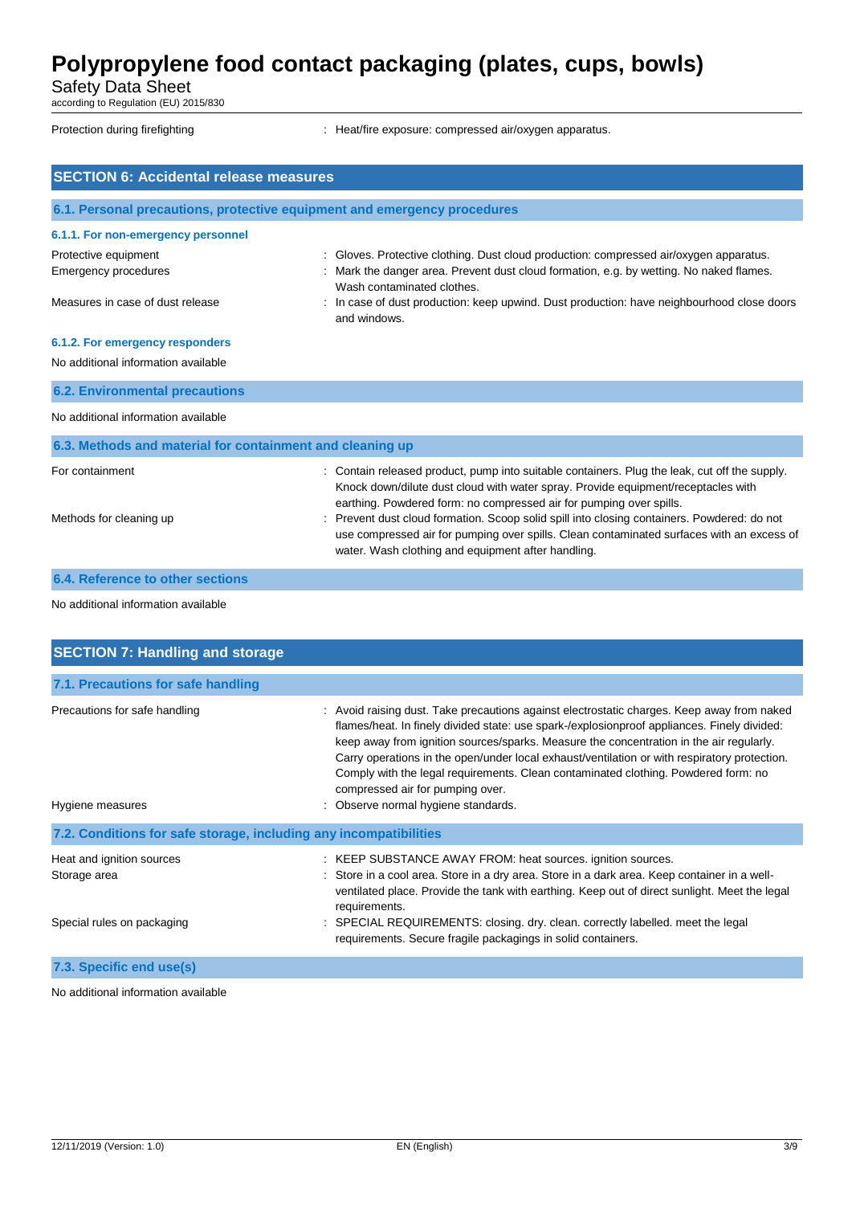| | |
|---|---|
| Protection during firefighting | : Heat/fire exposure: compressed air/oxygen apparatus. |

## SECTION 6: Accidental release measures

### 6.1. Personal precautions, protective equipment and emergency procedures

#### 6.1.1. For non-emergency personnel

| | |
|---|---|
| Protective equipment | : Gloves. Protective clothing. Dust cloud production: compressed air/oxygen apparatus. |
| Emergency procedures | : Mark the danger area. Prevent dust cloud formation, e.g. by wetting. No naked flames. Wash contaminated clothes. |
| Measures in case of dust release | : In case of dust production: keep upwind. Dust production: have neighbourhood close doors and windows. |

#### 6.1.2. For emergency responders

No additional information available

### 6.2. Environmental precautions

No additional information available

### 6.3. Methods and material for containment and cleaning up

| | |
|---|---|
| For containment | : Contain released product, pump into suitable containers. Plug the leak, cut off the supply. Knock down/dilute dust cloud with water spray. Provide equipment/receptacles with earthing. Powdered form: no compressed air for pumping over spills. |
| Methods for cleaning up | : Prevent dust cloud formation. Scoop solid spill into closing containers. Powdered: do not use compressed air for pumping over spills. Clean contaminated surfaces with an excess of water. Wash clothing and equipment after handling. |

### 6.4. Reference to other sections

No additional information available

## SECTION 7: Handling and storage

### 7.1. Precautions for safe handling

| | |
|---|---|
| Precautions for safe handling | : Avoid raising dust. Take precautions against electrostatic charges. Keep away from naked flames/heat. In finely divided state: use spark-/explosionproof appliances. Finely divided: keep away from ignition sources/sparks. Measure the concentration in the air regularly. Carry operations in the open/under local exhaust/ventilation or with respiratory protection. Comply with the legal requirements. Clean contaminated clothing. Powdered form: no compressed air for pumping over. |
| Hygiene measures | : Observe normal hygiene standards. |

### 7.2. Conditions for safe storage, including any incompatibilities

| | |
|---|---|
| Heat and ignition sources | : KEEP SUBSTANCE AWAY FROM: heat sources. ignition sources. |
| Storage area | : Store in a cool area. Store in a dry area. Store in a dark area. Keep container in a well-ventilated place. Provide the tank with earthing. Keep out of direct sunlight. Meet the legal requirements. |
| Special rules on packaging | : SPECIAL REQUIREMENTS: closing. dry. clean. correctly labelled. meet the legal requirements. Secure fragile packagings in solid containers. |

### 7.3. Specific end use(s)

No additional information available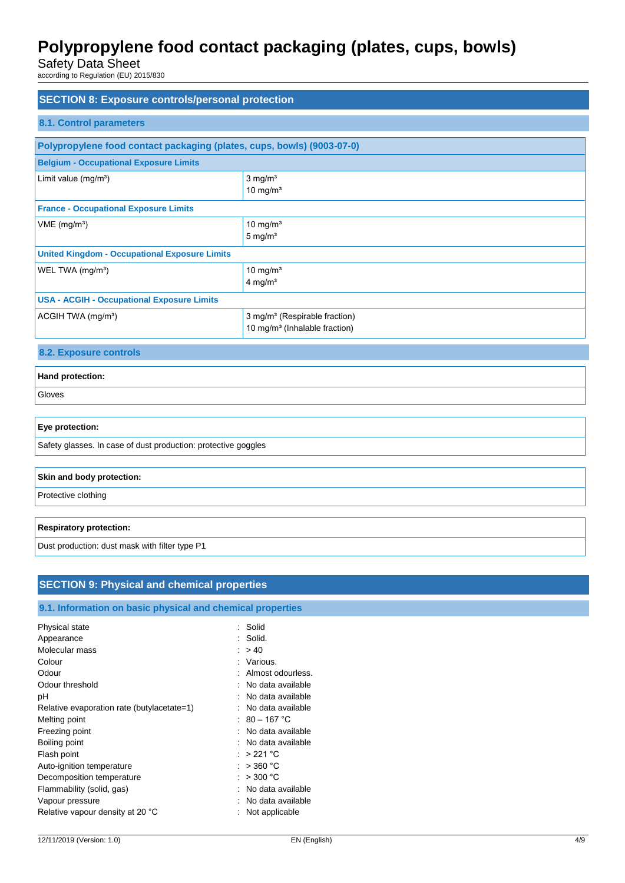## SECTION 8: Exposure controls/personal protection

### 8.1. Control parameters

| Polypropylene food contact packaging (plates, cups, bowls) (9003-07-0) | |
|---|---|
| **Belgium - Occupational Exposure Limits** | |
| Limit value (mg/m³) | 3 mg/m³<br>10 mg/m³ |
| **France - Occupational Exposure Limits** | |
| VME (mg/m³) | 10 mg/m³<br>5 mg/m³ |
| **United Kingdom - Occupational Exposure Limits** | |
| WEL TWA (mg/m³) | 10 mg/m³<br>4 mg/m³ |
| **USA - ACGIH - Occupational Exposure Limits** | |
| ACGIH TWA (mg/m³) | 3 mg/m³ (Respirable fraction)<br>10 mg/m³ (Inhalable fraction) |

### 8.2. Exposure controls

| **Hand protection:** |
|---|
| Gloves |

| **Eye protection:** |
|---|
| Safety glasses. In case of dust production: protective goggles |

| **Skin and body protection:** |
|---|
| Protective clothing |

| **Respiratory protection:** |
|---|
| Dust production: dust mask with filter type P1 |

## SECTION 9: Physical and chemical properties

### 9.1. Information on basic physical and chemical properties

| | |
|---|---|
| Physical state | : Solid |
| Appearance | : Solid. |
| Molecular mass | : > 40 |
| Colour | : Various. |
| Odour | : Almost odourless. |
| Odour threshold | : No data available |
| pH | : No data available |
| Relative evaporation rate (butylacetate=1) | : No data available |
| Melting point | : 80 – 167 °C |
| Freezing point | : No data available |
| Boiling point | : No data available |
| Flash point | : > 221 °C |
| Auto-ignition temperature | : > 360 °C |
| Decomposition temperature | : > 300 °C |
| Flammability (solid, gas) | : No data available |
| Vapour pressure | : No data available |
| Relative vapour density at 20 °C | : Not applicable |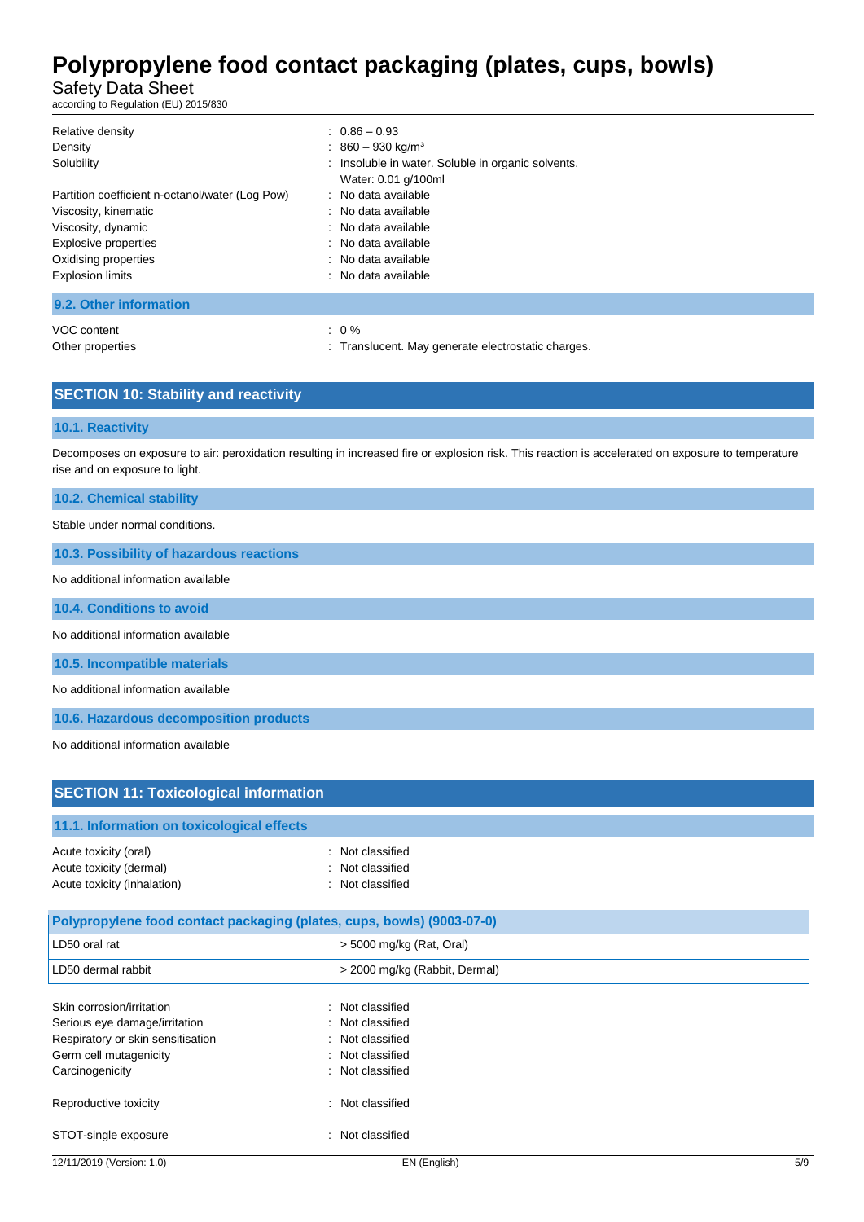| | |
|---|---|
| Relative density | : 0.86 – 0.93 |
| Density | : 860 – 930 kg/m³ |
| Solubility | : Insoluble in water. Soluble in organic solvents.<br>Water: 0.01 g/100ml |
| Partition coefficient n-octanol/water (Log Pow) | : No data available |
| Viscosity, kinematic | : No data available |
| Viscosity, dynamic | : No data available |
| Explosive properties | : No data available |
| Oxidising properties | : No data available |
| Explosion limits | : No data available |

### 9.2. Other information

| | |
|---|---|
| VOC content | : 0 % |
| Other properties | : Translucent. May generate electrostatic charges. |

## SECTION 10: Stability and reactivity

### 10.1. Reactivity

Decomposes on exposure to air: peroxidation resulting in increased fire or explosion risk. This reaction is accelerated on exposure to temperature rise and on exposure to light.

### 10.2. Chemical stability

Stable under normal conditions.

### 10.3. Possibility of hazardous reactions

No additional information available

### 10.4. Conditions to avoid

No additional information available

### 10.5. Incompatible materials

No additional information available

### 10.6. Hazardous decomposition products

No additional information available

## SECTION 11: Toxicological information

### 11.1. Information on toxicological effects

| | |
|---|---|
| Acute toxicity (oral) | : Not classified |
| Acute toxicity (dermal) | : Not classified |
| Acute toxicity (inhalation) | : Not classified |

| Polypropylene food contact packaging (plates, cups, bowls) (9003-07-0) | |
|---|---|
| LD50 oral rat | > 5000 mg/kg (Rat, Oral) |
| LD50 dermal rabbit | > 2000 mg/kg (Rabbit, Dermal) |

| | |
|---|---|
| Skin corrosion/irritation | : Not classified |
| Serious eye damage/irritation | : Not classified |
| Respiratory or skin sensitisation | : Not classified |
| Germ cell mutagenicity | : Not classified |
| Carcinogenicity | : Not classified |
| Reproductive toxicity | : Not classified |
| STOT-single exposure | : Not classified |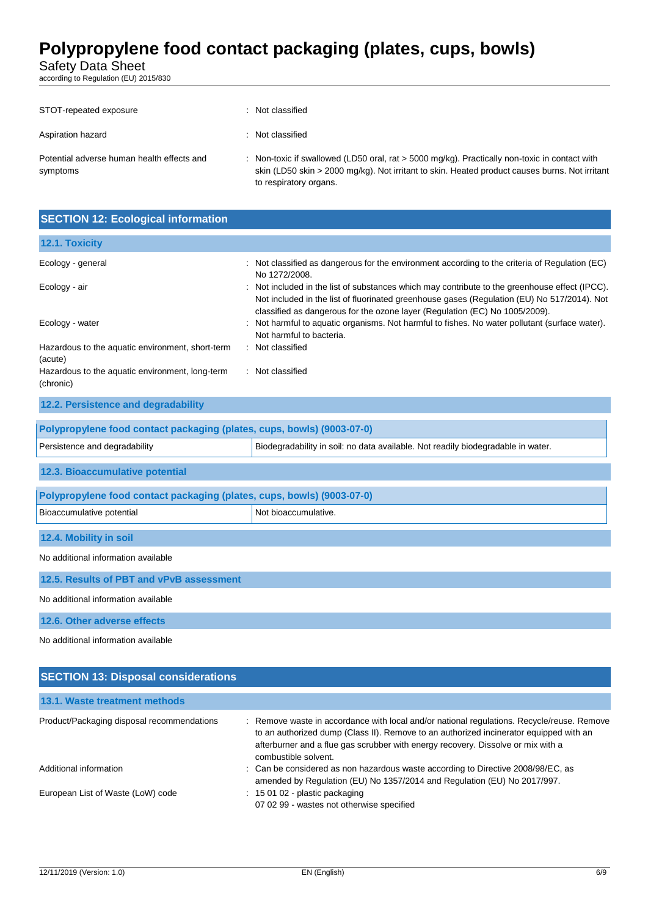| | |
|---|---|
| STOT-repeated exposure | : Not classified |
| Aspiration hazard | : Not classified |
| Potential adverse human health effects and symptoms | : Non-toxic if swallowed (LD50 oral, rat > 5000 mg/kg). Practically non-toxic in contact with skin (LD50 skin > 2000 mg/kg). Not irritant to skin. Heated product causes burns. Not irritant to respiratory organs. |

## SECTION 12: Ecological information

### 12.1. Toxicity

| | |
|---|---|
| Ecology - general | : Not classified as dangerous for the environment according to the criteria of Regulation (EC) No 1272/2008. |
| Ecology - air | : Not included in the list of substances which may contribute to the greenhouse effect (IPCC). Not included in the list of fluorinated greenhouse gases (Regulation (EU) No 517/2014). Not classified as dangerous for the ozone layer (Regulation (EC) No 1005/2009). |
| Ecology - water | : Not harmful to aquatic organisms. Not harmful to fishes. No water pollutant (surface water). Not harmful to bacteria. |
| Hazardous to the aquatic environment, short-term (acute) | : Not classified |
| Hazardous to the aquatic environment, long-term (chronic) | : Not classified |

### 12.2. Persistence and degradability

| Polypropylene food contact packaging (plates, cups, bowls) (9003-07-0) | |
|---|---|
| Persistence and degradability | Biodegradability in soil: no data available. Not readily biodegradable in water. |

### 12.3. Bioaccumulative potential

| Polypropylene food contact packaging (plates, cups, bowls) (9003-07-0) | |
|---|---|
| Bioaccumulative potential | Not bioaccumulative. |

### 12.4. Mobility in soil

No additional information available

### 12.5. Results of PBT and vPvB assessment

No additional information available

### 12.6. Other adverse effects

No additional information available

## SECTION 13: Disposal considerations

### 13.1. Waste treatment methods

| | |
|---|---|
| Product/Packaging disposal recommendations | : Remove waste in accordance with local and/or national regulations. Recycle/reuse. Remove to an authorized dump (Class II). Remove to an authorized incinerator equipped with an afterburner and a flue gas scrubber with energy recovery. Dissolve or mix with a combustible solvent. |
| Additional information | : Can be considered as non hazardous waste according to Directive 2008/98/EC, as amended by Regulation (EU) No 1357/2014 and Regulation (EU) No 2017/997. |
| European List of Waste (LoW) code | : 15 01 02 - plastic packaging<br>07 02 99 - wastes not otherwise specified |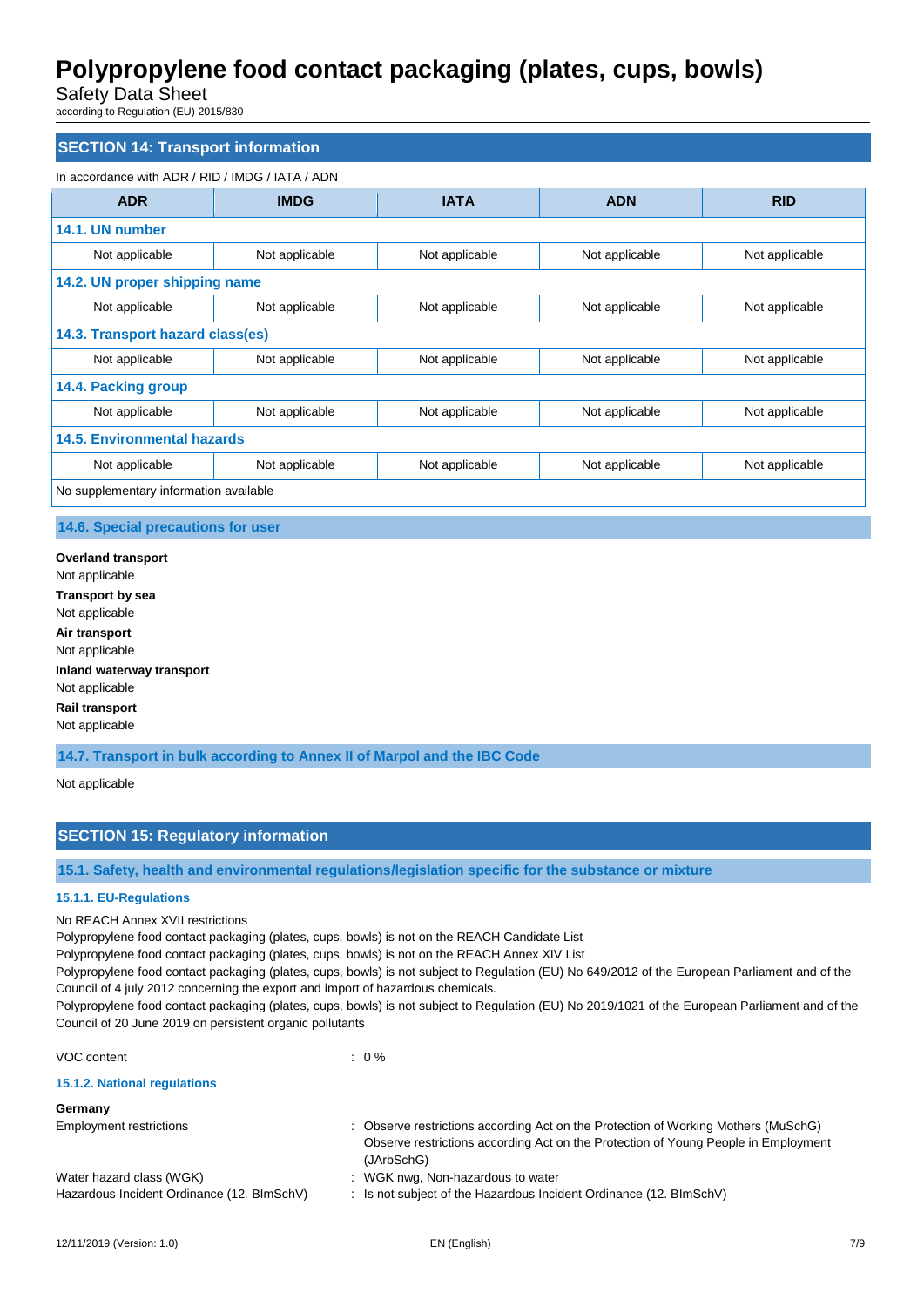## SECTION 14: Transport information

In accordance with ADR / RID / IMDG / IATA / ADN

| ADR | IMDG | IATA | ADN | RID |
|---|---|---|---|---|
| **14.1. UN number** | | | | |
| Not applicable | Not applicable | Not applicable | Not applicable | Not applicable |
| **14.2. UN proper shipping name** | | | | |
| Not applicable | Not applicable | Not applicable | Not applicable | Not applicable |
| **14.3. Transport hazard class(es)** | | | | |
| Not applicable | Not applicable | Not applicable | Not applicable | Not applicable |
| **14.4. Packing group** | | | | |
| Not applicable | Not applicable | Not applicable | Not applicable | Not applicable |
| **14.5. Environmental hazards** | | | | |
| Not applicable | Not applicable | Not applicable | Not applicable | Not applicable |
| No supplementary information available | | | | |

### 14.6. Special precautions for user

**Overland transport**
Not applicable

**Transport by sea**
Not applicable

**Air transport**
Not applicable

**Inland waterway transport**
Not applicable

**Rail transport**
Not applicable

### 14.7. Transport in bulk according to Annex II of Marpol and the IBC Code

Not applicable

## SECTION 15: Regulatory information

### 15.1. Safety, health and environmental regulations/legislation specific for the substance or mixture

#### 15.1.1. EU-Regulations

No REACH Annex XVII restrictions
Polypropylene food contact packaging (plates, cups, bowls) is not on the REACH Candidate List
Polypropylene food contact packaging (plates, cups, bowls) is not on the REACH Annex XIV List
Polypropylene food contact packaging (plates, cups, bowls) is not subject to Regulation (EU) No 649/2012 of the European Parliament and of the Council of 4 july 2012 concerning the export and import of hazardous chemicals.
Polypropylene food contact packaging (plates, cups, bowls) is not subject to Regulation (EU) No 2019/1021 of the European Parliament and of the Council of 20 June 2019 on persistent organic pollutants

VOC content : 0 %

#### 15.1.2. National regulations

**Germany**

Employment restrictions : Observe restrictions according Act on the Protection of Working Mothers (MuSchG)
Observe restrictions according Act on the Protection of Young People in Employment (JArbSchG)

Water hazard class (WGK) : WGK nwg, Non-hazardous to water

Hazardous Incident Ordinance (12. BImSchV) : Is not subject of the Hazardous Incident Ordinance (12. BImSchV)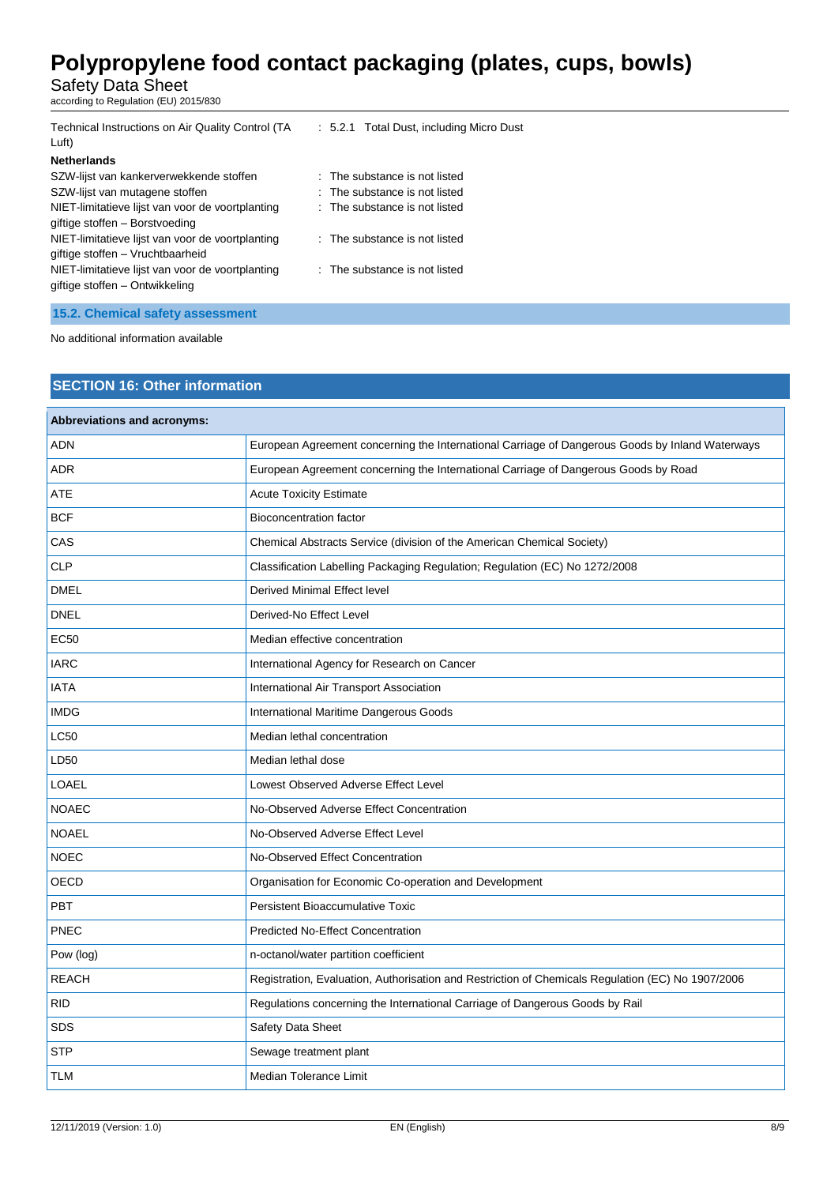Technical Instructions on Air Quality Control (TA Luft) : 5.2.1 Total Dust, including Micro Dust

**Netherlands**

SZW-lijst van kankerverwekkende stoffen : The substance is not listed

SZW-lijst van mutagene stoffen : The substance is not listed

NIET-limitatieve lijst van voor de voortplanting giftige stoffen – Borstvoeding : The substance is not listed

NIET-limitatieve lijst van voor de voortplanting giftige stoffen – Vruchtbaarheid : The substance is not listed

NIET-limitatieve lijst van voor de voortplanting giftige stoffen – Ontwikkeling : The substance is not listed

### 15.2. Chemical safety assessment

No additional information available

## SECTION 16: Other information

| Abbreviations and acronyms: | |
|---|---|
| ADN | European Agreement concerning the International Carriage of Dangerous Goods by Inland Waterways |
| ADR | European Agreement concerning the International Carriage of Dangerous Goods by Road |
| ATE | Acute Toxicity Estimate |
| BCF | Bioconcentration factor |
| CAS | Chemical Abstracts Service (division of the American Chemical Society) |
| CLP | Classification Labelling Packaging Regulation; Regulation (EC) No 1272/2008 |
| DMEL | Derived Minimal Effect level |
| DNEL | Derived-No Effect Level |
| EC50 | Median effective concentration |
| IARC | International Agency for Research on Cancer |
| IATA | International Air Transport Association |
| IMDG | International Maritime Dangerous Goods |
| LC50 | Median lethal concentration |
| LD50 | Median lethal dose |
| LOAEL | Lowest Observed Adverse Effect Level |
| NOAEC | No-Observed Adverse Effect Concentration |
| NOAEL | No-Observed Adverse Effect Level |
| NOEC | No-Observed Effect Concentration |
| OECD | Organisation for Economic Co-operation and Development |
| PBT | Persistent Bioaccumulative Toxic |
| PNEC | Predicted No-Effect Concentration |
| Pow (log) | n-octanol/water partition coefficient |
| REACH | Registration, Evaluation, Authorisation and Restriction of Chemicals Regulation (EC) No 1907/2006 |
| RID | Regulations concerning the International Carriage of Dangerous Goods by Rail |
| SDS | Safety Data Sheet |
| STP | Sewage treatment plant |
| TLM | Median Tolerance Limit |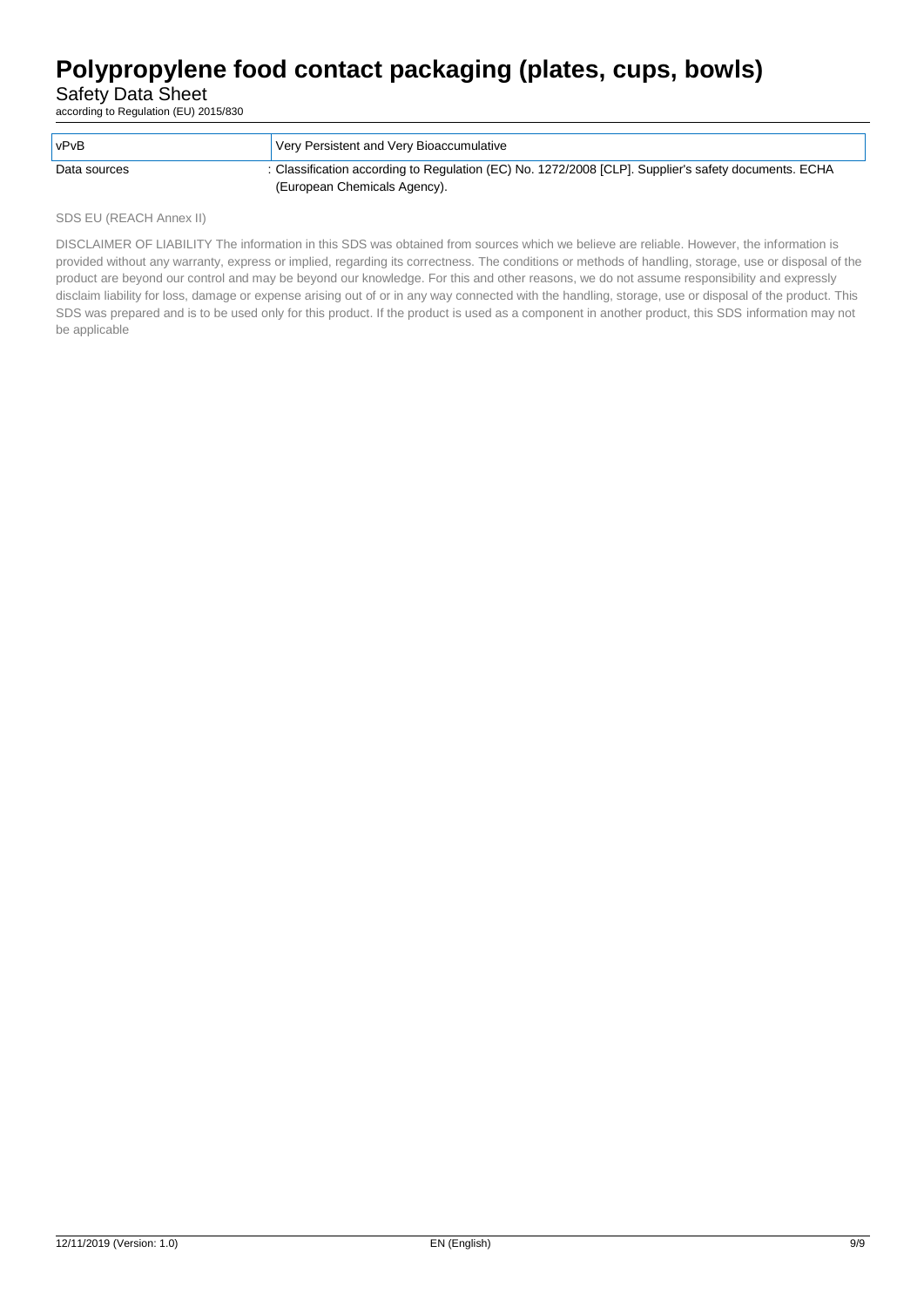| | |
|---|---|
| vPvB | Very Persistent and Very Bioaccumulative |
| Data sources | : Classification according to Regulation (EC) No. 1272/2008 [CLP]. Supplier's safety documents. ECHA (European Chemicals Agency). |

SDS EU (REACH Annex II)

DISCLAIMER OF LIABILITY The information in this SDS was obtained from sources which we believe are reliable. However, the information is provided without any warranty, express or implied, regarding its correctness. The conditions or methods of handling, storage, use or disposal of the product are beyond our control and may be beyond our knowledge. For this and other reasons, we do not assume responsibility and expressly disclaim liability for loss, damage or expense arising out of or in any way connected with the handling, storage, use or disposal of the product. This SDS was prepared and is to be used only for this product. If the product is used as a component in another product, this SDS information may not be applicable